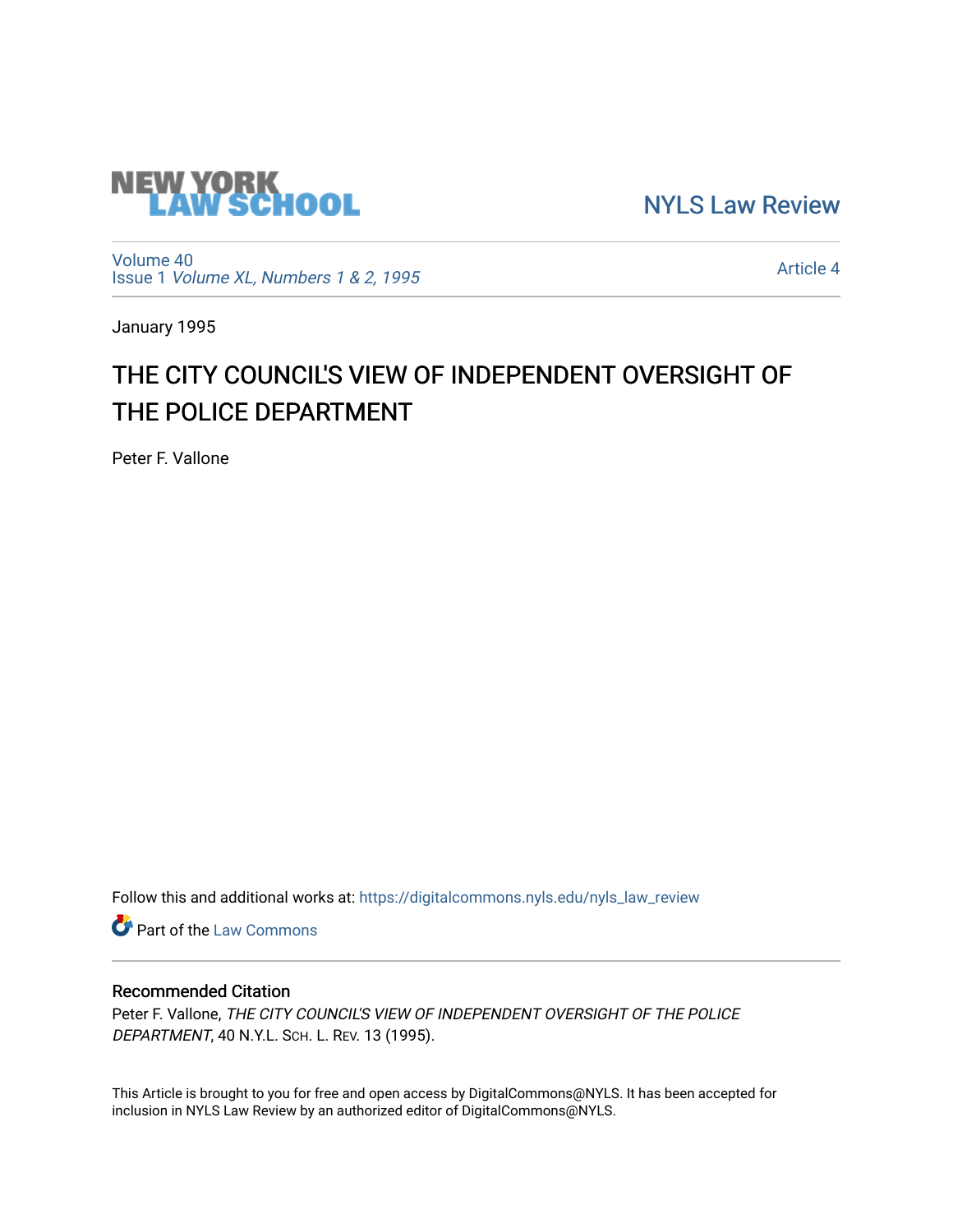NEW YORK LAW SCHOOL

NYLS Law Review

Volume 40
Issue 1 *Volume XL, Numbers 1 & 2, 1995*

Article 4

January 1995

# THE CITY COUNCIL'S VIEW OF INDEPENDENT OVERSIGHT OF THE POLICE DEPARTMENT

Peter F. Vallone

Follow this and additional works at: https://digitalcommons.nyls.edu/nyls_law_review

Part of the Law Commons

## Recommended Citation

Peter F. Vallone, *THE CITY COUNCIL'S VIEW OF INDEPENDENT OVERSIGHT OF THE POLICE DEPARTMENT*, 40 N.Y.L. Sch. L. Rev. 13 (1995).

This Article is brought to you for free and open access by DigitalCommons@NYLS. It has been accepted for inclusion in NYLS Law Review by an authorized editor of DigitalCommons@NYLS.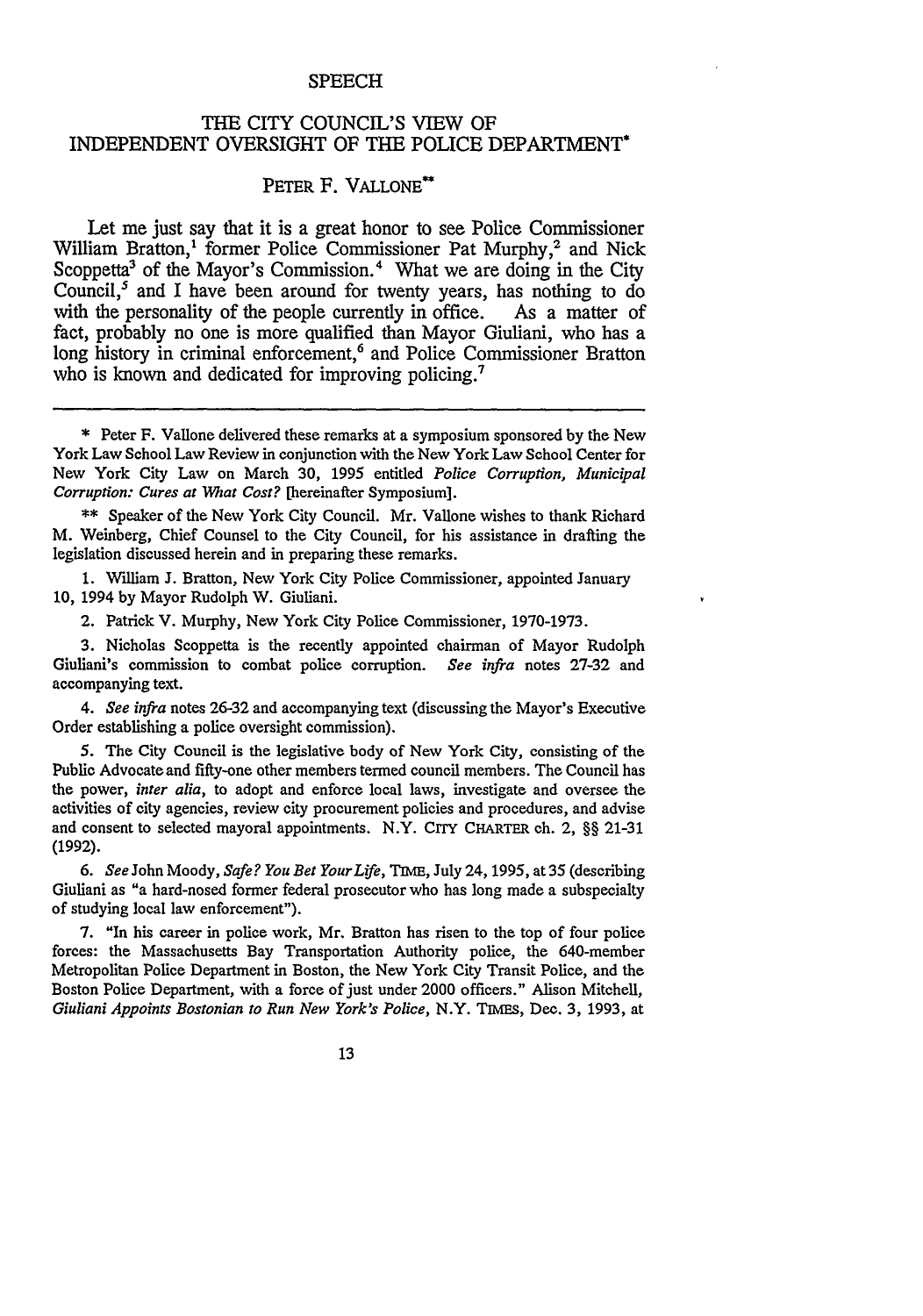SPEECH

# THE CITY COUNCIL'S VIEW OF INDEPENDENT OVERSIGHT OF THE POLICE DEPARTMENT*

PETER F. VALLONE**

Let me just say that it is a great honor to see Police Commissioner William Bratton,[1] former Police Commissioner Pat Murphy,[2] and Nick Scoppetta[3] of the Mayor's Commission.[4] What we are doing in the City Council,[5] and I have been around for twenty years, has nothing to do with the personality of the people currently in office. As a matter of fact, probably no one is more qualified than Mayor Giuliani, who has a long history in criminal enforcement,[6] and Police Commissioner Bratton who is known and dedicated for improving policing.[7]

---

\* Peter F. Vallone delivered these remarks at a symposium sponsored by the New York Law School Law Review in conjunction with the New York Law School Center for New York City Law on March 30, 1995 entitled *Police Corruption, Municipal Corruption: Cures at What Cost?* [hereinafter Symposium].

\*\* Speaker of the New York City Council. Mr. Vallone wishes to thank Richard M. Weinberg, Chief Counsel to the City Council, for his assistance in drafting the legislation discussed herein and in preparing these remarks.

1. William J. Bratton, New York City Police Commissioner, appointed January 10, 1994 by Mayor Rudolph W. Giuliani.

2. Patrick V. Murphy, New York City Police Commissioner, 1970-1973.

3. Nicholas Scoppetta is the recently appointed chairman of Mayor Rudolph Giuliani's commission to combat police corruption. *See infra* notes 27-32 and accompanying text.

4. *See infra* notes 26-32 and accompanying text (discussing the Mayor's Executive Order establishing a police oversight commission).

5. The City Council is the legislative body of New York City, consisting of the Public Advocate and fifty-one other members termed council members. The Council has the power, *inter alia*, to adopt and enforce local laws, investigate and oversee the activities of city agencies, review city procurement policies and procedures, and advise and consent to selected mayoral appointments. N.Y. CITY CHARTER ch. 2, §§ 21-31 (1992).

6. *See* John Moody, *Safe? You Bet Your Life*, TIME, July 24, 1995, at 35 (describing Giuliani as "a hard-nosed former federal prosecutor who has long made a subspecialty of studying local law enforcement").

7. "In his career in police work, Mr. Bratton has risen to the top of four police forces: the Massachusetts Bay Transportation Authority police, the 640-member Metropolitan Police Department in Boston, the New York City Transit Police, and the Boston Police Department, with a force of just under 2000 officers." Alison Mitchell, *Giuliani Appoints Bostonian to Run New York's Police*, N.Y. TIMES, Dec. 3, 1993, at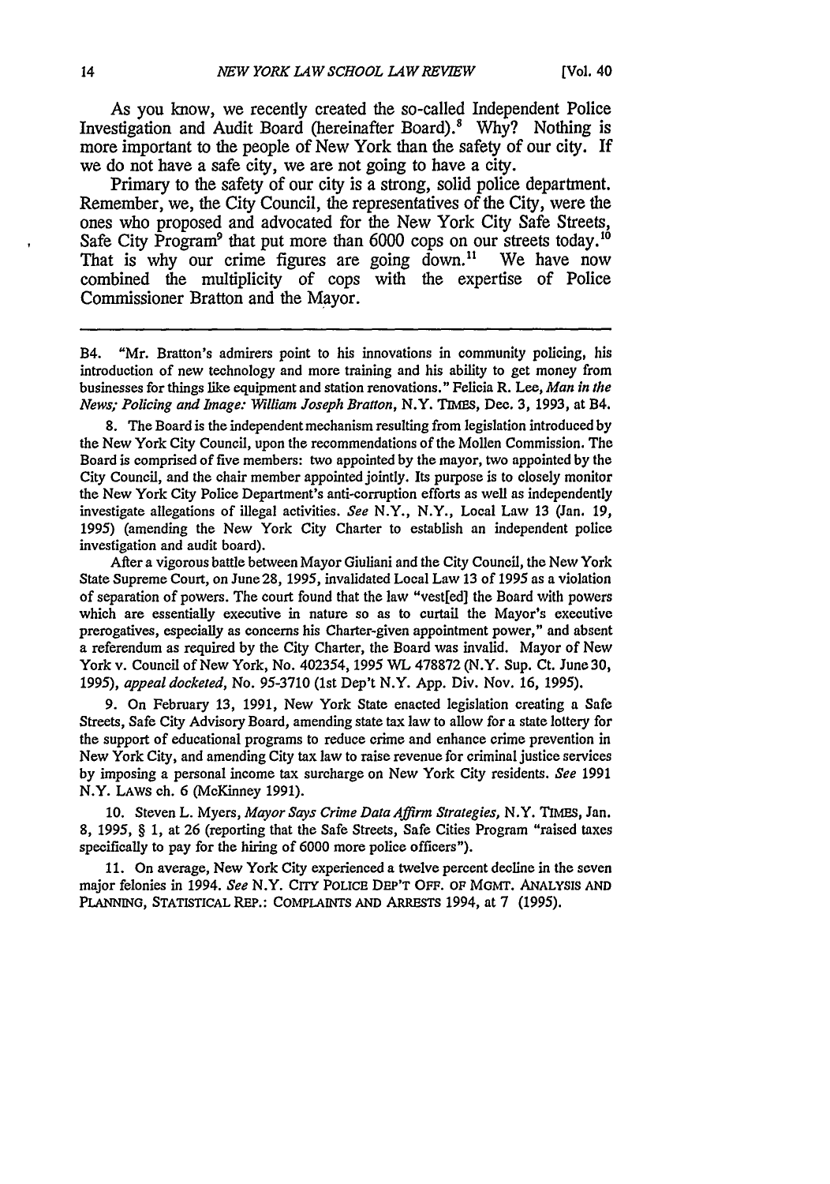As you know, we recently created the so-called Independent Police Investigation and Audit Board (hereinafter Board).[8] Why? Nothing is more important to the people of New York than the safety of our city. If we do not have a safe city, we are not going to have a city.

Primary to the safety of our city is a strong, solid police department. Remember, we, the City Council, the representatives of the City, were the ones who proposed and advocated for the New York City Safe Streets, Safe City Program[9] that put more than 6000 cops on our streets today.[10] That is why our crime figures are going down.[11] We have now combined the multiplicity of cops with the expertise of Police Commissioner Bratton and the Mayor.

---

B4. "Mr. Bratton's admirers point to his innovations in community policing, his introduction of new technology and more training and his ability to get money from businesses for things like equipment and station renovations." Felicia R. Lee, *Man in the News; Policing and Image: William Joseph Bratton*, N.Y. TIMES, Dec. 3, 1993, at B4.

8. The Board is the independent mechanism resulting from legislation introduced by the New York City Council, upon the recommendations of the Mollen Commission. The Board is comprised of five members: two appointed by the mayor, two appointed by the City Council, and the chair member appointed jointly. Its purpose is to closely monitor the New York City Police Department's anti-corruption efforts as well as independently investigate allegations of illegal activities. *See* N.Y., N.Y., Local Law 13 (Jan. 19, 1995) (amending the New York City Charter to establish an independent police investigation and audit board).

After a vigorous battle between Mayor Giuliani and the City Council, the New York State Supreme Court, on June 28, 1995, invalidated Local Law 13 of 1995 as a violation of separation of powers. The court found that the law "vest[ed] the Board with powers which are essentially executive in nature so as to curtail the Mayor's executive prerogatives, especially as concerns his Charter-given appointment power," and absent a referendum as required by the City Charter, the Board was invalid. Mayor of New York v. Council of New York, No. 402354, 1995 WL 478872 (N.Y. Sup. Ct. June 30, 1995), *appeal docketed*, No. 95-3710 (1st Dep't N.Y. App. Div. Nov. 16, 1995).

9. On February 13, 1991, New York State enacted legislation creating a Safe Streets, Safe City Advisory Board, amending state tax law to allow for a state lottery for the support of educational programs to reduce crime and enhance crime prevention in New York City, and amending City tax law to raise revenue for criminal justice services by imposing a personal income tax surcharge on New York City residents. *See* 1991 N.Y. LAWS ch. 6 (McKinney 1991).

10. Steven L. Myers, *Mayor Says Crime Data Affirm Strategies*, N.Y. TIMES, Jan. 8, 1995, § 1, at 26 (reporting that the Safe Streets, Safe Cities Program "raised taxes specifically to pay for the hiring of 6000 more police officers").

11. On average, New York City experienced a twelve percent decline in the seven major felonies in 1994. *See* N.Y. CITY POLICE DEP'T OFF. OF MGMT. ANALYSIS AND PLANNING, STATISTICAL REP.: COMPLAINTS AND ARRESTS 1994, at 7 (1995).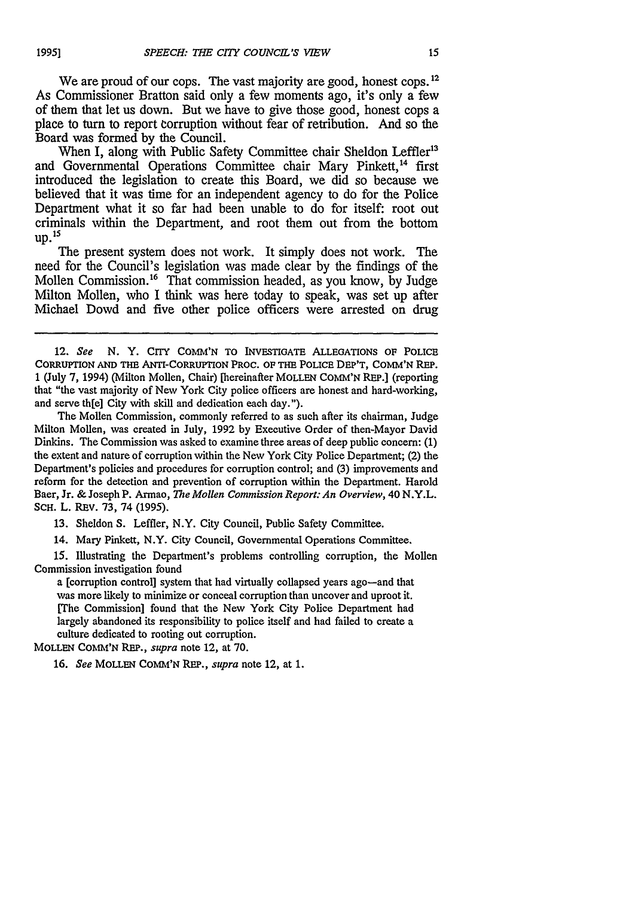We are proud of our cops. The vast majority are good, honest cops.[12] As Commissioner Bratton said only a few moments ago, it's only a few of them that let us down. But we have to give those good, honest cops a place to turn to report corruption without fear of retribution. And so the Board was formed by the Council.

When I, along with Public Safety Committee chair Sheldon Leffler[13] and Governmental Operations Committee chair Mary Pinkett,[14] first introduced the legislation to create this Board, we did so because we believed that it was time for an independent agency to do for the Police Department what it so far had been unable to do for itself: root out criminals within the Department, and root them out from the bottom up.[15]

The present system does not work. It simply does not work. The need for the Council's legislation was made clear by the findings of the Mollen Commission.[16] That commission headed, as you know, by Judge Milton Mollen, who I think was here today to speak, was set up after Michael Dowd and five other police officers were arrested on drug

---

12. *See* N. Y. CITY COMM'N TO INVESTIGATE ALLEGATIONS OF POLICE CORRUPTION AND THE ANTI-CORRUPTION PROC. OF THE POLICE DEP'T, COMM'N REP. 1 (July 7, 1994) (Milton Mollen, Chair) [hereinafter MOLLEN COMM'N REP.] (reporting that "the vast majority of New York City police officers are honest and hard-working, and serve th[e] City with skill and dedication each day.").

The Mollen Commission, commonly referred to as such after its chairman, Judge Milton Mollen, was created in July, 1992 by Executive Order of then-Mayor David Dinkins. The Commission was asked to examine three areas of deep public concern: (1) the extent and nature of corruption within the New York City Police Department; (2) the Department's policies and procedures for corruption control; and (3) improvements and reform for the detection and prevention of corruption within the Department. Harold Baer, Jr. & Joseph P. Armao, *The Mollen Commission Report: An Overview*, 40 N.Y.L. SCH. L. REV. 73, 74 (1995).

13. Sheldon S. Leffler, N.Y. City Council, Public Safety Committee.

14. Mary Pinkett, N.Y. City Council, Governmental Operations Committee.

15. Illustrating the Department's problems controlling corruption, the Mollen Commission investigation found

> a [corruption control] system that had virtually collapsed years ago—and that was more likely to minimize or conceal corruption than uncover and uproot it. [The Commission] found that the New York City Police Department had largely abandoned its responsibility to police itself and had failed to create a culture dedicated to rooting out corruption.

MOLLEN COMM'N REP., *supra* note 12, at 70.

16. *See* MOLLEN COMM'N REP., *supra* note 12, at 1.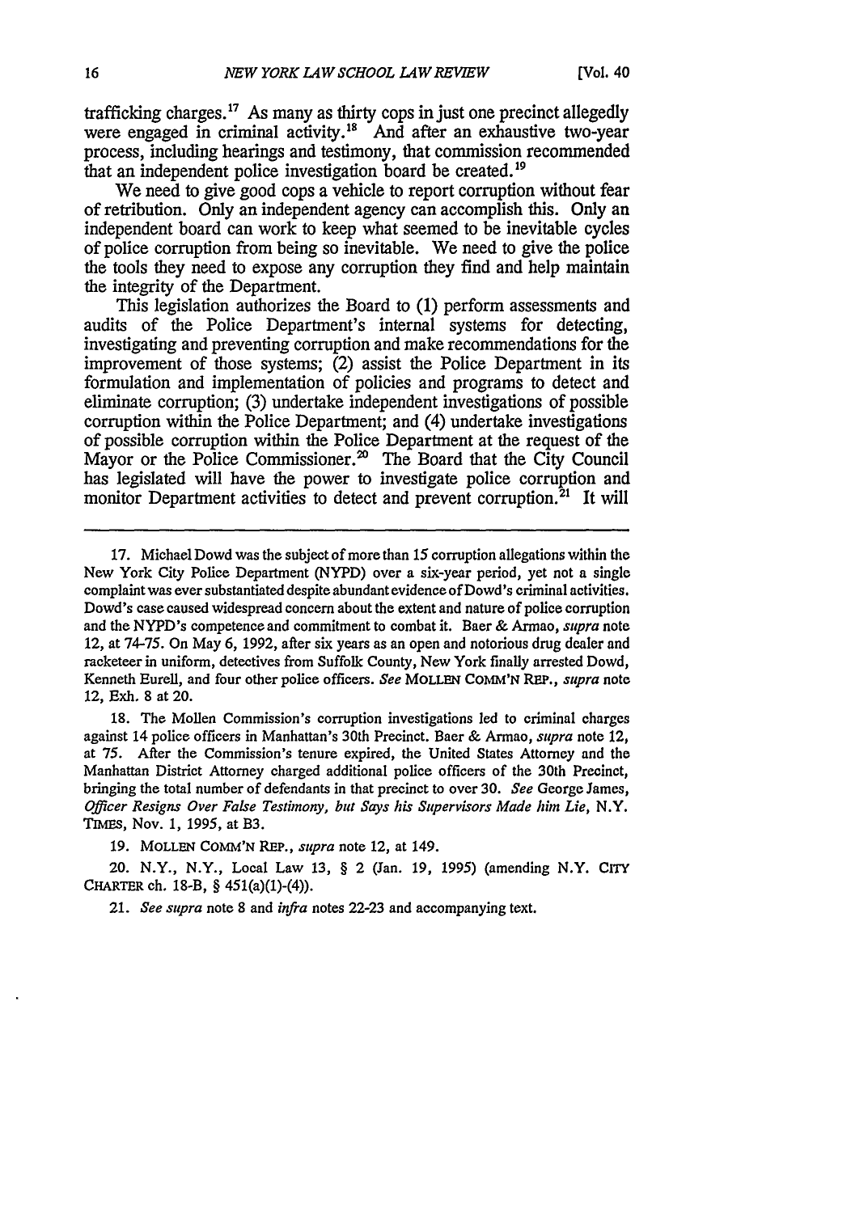trafficking charges.[17] As many as thirty cops in just one precinct allegedly were engaged in criminal activity.[18] And after an exhaustive two-year process, including hearings and testimony, that commission recommended that an independent police investigation board be created.[19]

We need to give good cops a vehicle to report corruption without fear of retribution. Only an independent agency can accomplish this. Only an independent board can work to keep what seemed to be inevitable cycles of police corruption from being so inevitable. We need to give the police the tools they need to expose any corruption they find and help maintain the integrity of the Department.

This legislation authorizes the Board to (1) perform assessments and audits of the Police Department's internal systems for detecting, investigating and preventing corruption and make recommendations for the improvement of those systems; (2) assist the Police Department in its formulation and implementation of policies and programs to detect and eliminate corruption; (3) undertake independent investigations of possible corruption within the Police Department; and (4) undertake investigations of possible corruption within the Police Department at the request of the Mayor or the Police Commissioner.[20] The Board that the City Council has legislated will have the power to investigate police corruption and monitor Department activities to detect and prevent corruption.[21] It will

---

17. Michael Dowd was the subject of more than 15 corruption allegations within the New York City Police Department (NYPD) over a six-year period, yet not a single complaint was ever substantiated despite abundant evidence of Dowd's criminal activities. Dowd's case caused widespread concern about the extent and nature of police corruption and the NYPD's competence and commitment to combat it. Baer & Armao, *supra* note 12, at 74-75. On May 6, 1992, after six years as an open and notorious drug dealer and racketeer in uniform, detectives from Suffolk County, New York finally arrested Dowd, Kenneth Eurell, and four other police officers. *See* MOLLEN COMM'N REP., *supra* note 12, Exh. 8 at 20.

18. The Mollen Commission's corruption investigations led to criminal charges against 14 police officers in Manhattan's 30th Precinct. Baer & Armao, *supra* note 12, at 75. After the Commission's tenure expired, the United States Attorney and the Manhattan District Attorney charged additional police officers of the 30th Precinct, bringing the total number of defendants in that precinct to over 30. *See* George James, *Officer Resigns Over False Testimony, but Says his Supervisors Made him Lie*, N.Y. TIMES, Nov. 1, 1995, at B3.

19. MOLLEN COMM'N REP., *supra* note 12, at 149.

20. N.Y., N.Y., Local Law 13, § 2 (Jan. 19, 1995) (amending N.Y. CITY CHARTER ch. 18-B, § 451(a)(1)-(4)).

21. *See supra* note 8 and *infra* notes 22-23 and accompanying text.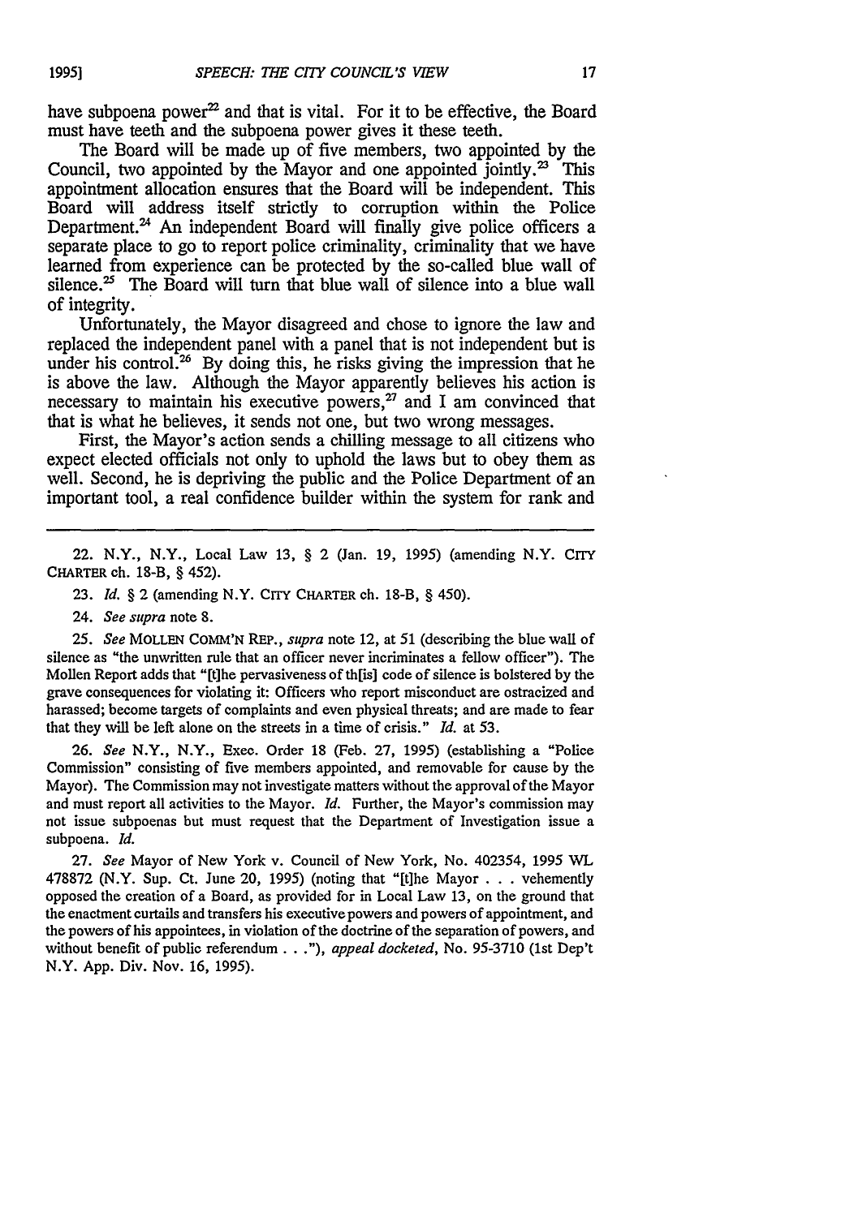have subpoena power[22] and that is vital. For it to be effective, the Board must have teeth and the subpoena power gives it these teeth.

The Board will be made up of five members, two appointed by the Council, two appointed by the Mayor and one appointed jointly.[23] This appointment allocation ensures that the Board will be independent. This Board will address itself strictly to corruption within the Police Department.[24] An independent Board will finally give police officers a separate place to go to report police criminality, criminality that we have learned from experience can be protected by the so-called blue wall of silence.[25] The Board will turn that blue wall of silence into a blue wall of integrity.

Unfortunately, the Mayor disagreed and chose to ignore the law and replaced the independent panel with a panel that is not independent but is under his control.[26] By doing this, he risks giving the impression that he is above the law. Although the Mayor apparently believes his action is necessary to maintain his executive powers,[27] and I am convinced that that is what he believes, it sends not one, but two wrong messages.

First, the Mayor's action sends a chilling message to all citizens who expect elected officials not only to uphold the laws but to obey them as well. Second, he is depriving the public and the Police Department of an important tool, a real confidence builder within the system for rank and

---

22. N.Y., N.Y., Local Law 13, § 2 (Jan. 19, 1995) (amending N.Y. CITY CHARTER ch. 18-B, § 452).

23. *Id.* § 2 (amending N.Y. CITY CHARTER ch. 18-B, § 450).

24. *See supra* note 8.

25. *See* MOLLEN COMM'N REP., *supra* note 12, at 51 (describing the blue wall of silence as "the unwritten rule that an officer never incriminates a fellow officer"). The Mollen Report adds that "[t]he pervasiveness of th[is] code of silence is bolstered by the grave consequences for violating it: Officers who report misconduct are ostracized and harassed; become targets of complaints and even physical threats; and are made to fear that they will be left alone on the streets in a time of crisis." *Id.* at 53.

26. *See* N.Y., N.Y., Exec. Order 18 (Feb. 27, 1995) (establishing a "Police Commission" consisting of five members appointed, and removable for cause by the Mayor). The Commission may not investigate matters without the approval of the Mayor and must report all activities to the Mayor. *Id.* Further, the Mayor's commission may not issue subpoenas but must request that the Department of Investigation issue a subpoena. *Id.*

27. *See* Mayor of New York v. Council of New York, No. 402354, 1995 WL 478872 (N.Y. Sup. Ct. June 20, 1995) (noting that "[t]he Mayor . . . vehemently opposed the creation of a Board, as provided for in Local Law 13, on the ground that the enactment curtails and transfers his executive powers and powers of appointment, and the powers of his appointees, in violation of the doctrine of the separation of powers, and without benefit of public referendum . . ."), *appeal docketed*, No. 95-3710 (1st Dep't N.Y. App. Div. Nov. 16, 1995).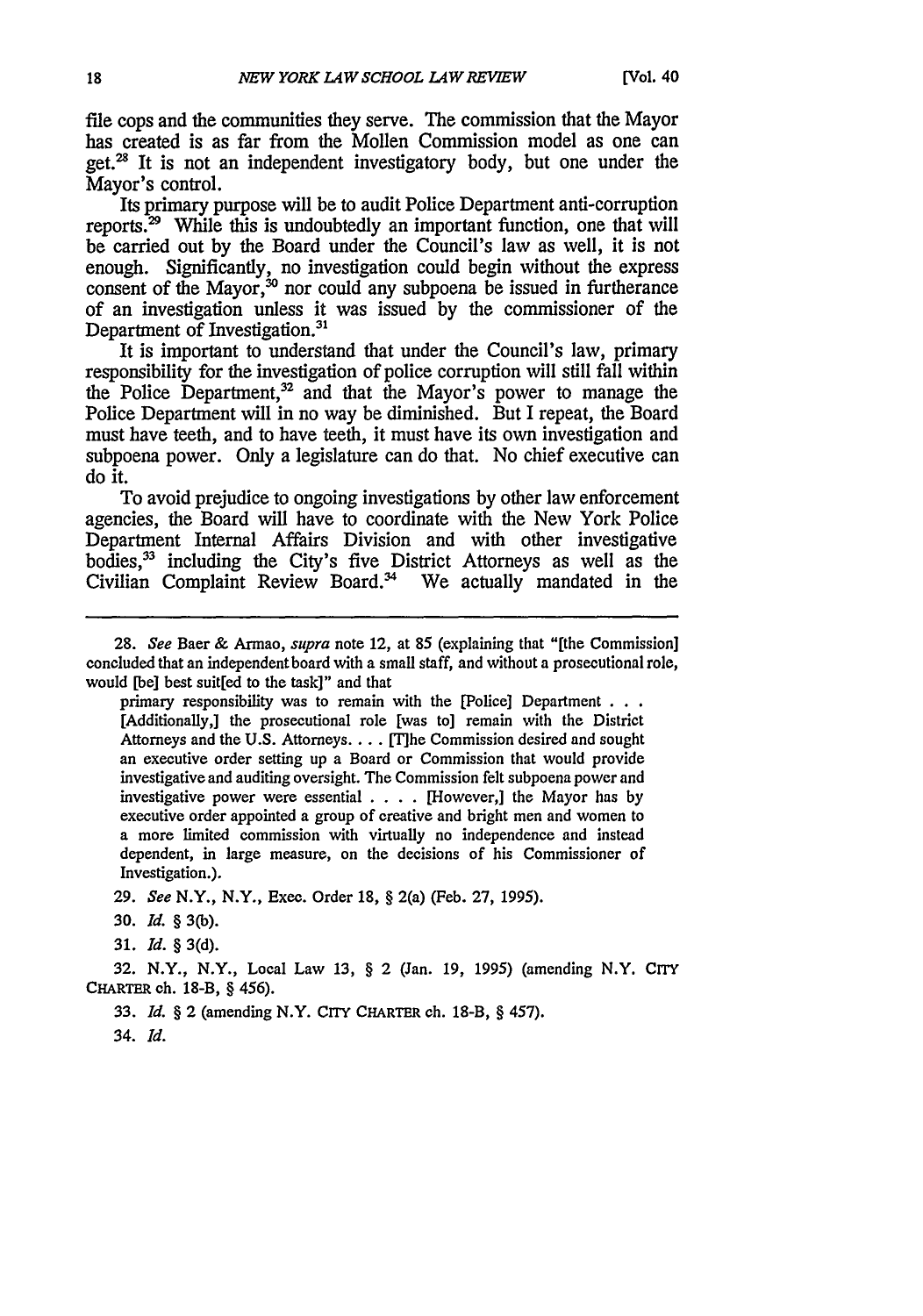file cops and the communities they serve. The commission that the Mayor has created is as far from the Mollen Commission model as one can get.[28] It is not an independent investigatory body, but one under the Mayor's control.

Its primary purpose will be to audit Police Department anti-corruption reports.[29] While this is undoubtedly an important function, one that will be carried out by the Board under the Council's law as well, it is not enough. Significantly, no investigation could begin without the express consent of the Mayor,[30] nor could any subpoena be issued in furtherance of an investigation unless it was issued by the commissioner of the Department of Investigation.[31]

It is important to understand that under the Council's law, primary responsibility for the investigation of police corruption will still fall within the Police Department,[32] and that the Mayor's power to manage the Police Department will in no way be diminished. But I repeat, the Board must have teeth, and to have teeth, it must have its own investigation and subpoena power. Only a legislature can do that. No chief executive can do it.

To avoid prejudice to ongoing investigations by other law enforcement agencies, the Board will have to coordinate with the New York Police Department Internal Affairs Division and with other investigative bodies,[33] including the City's five District Attorneys as well as the Civilian Complaint Review Board.[34] We actually mandated in the

---

28. *See* Baer & Armao, *supra* note 12, at 85 (explaining that "[the Commission] concluded that an independent board with a small staff, and without a prosecutional role, would [be] best suit[ed to the task]" and that

> primary responsibility was to remain with the [Police] Department . . . [Additionally,] the prosecutional role [was to] remain with the District Attorneys and the U.S. Attorneys. . . . [T]he Commission desired and sought an executive order setting up a Board or Commission that would provide investigative and auditing oversight. The Commission felt subpoena power and investigative power were essential . . . . [However,] the Mayor has by executive order appointed a group of creative and bright men and women to a more limited commission with virtually no independence and instead dependent, in large measure, on the decisions of his Commissioner of Investigation.).

29. *See* N.Y., N.Y., Exec. Order 18, § 2(a) (Feb. 27, 1995).

30. *Id.* § 3(b).

31. *Id.* § 3(d).

32. N.Y., N.Y., Local Law 13, § 2 (Jan. 19, 1995) (amending N.Y. CITY CHARTER ch. 18-B, § 456).

33. *Id.* § 2 (amending N.Y. CITY CHARTER ch. 18-B, § 457).

34. *Id.*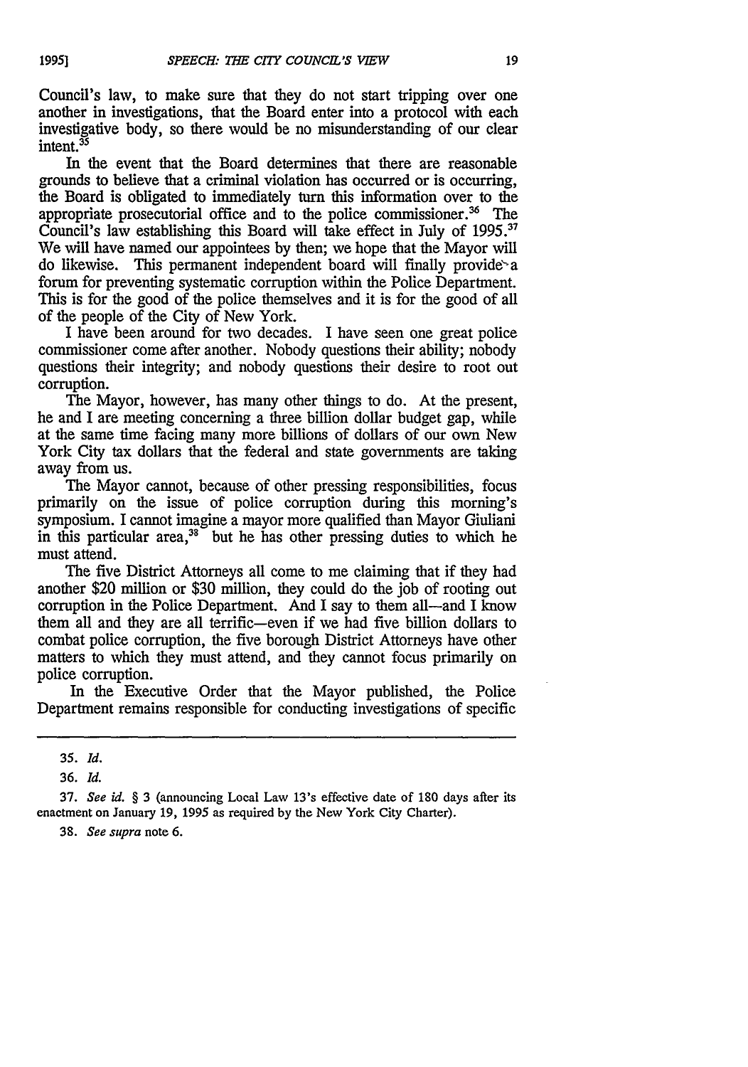Council's law, to make sure that they do not start tripping over one another in investigations, that the Board enter into a protocol with each investigative body, so there would be no misunderstanding of our clear intent.[35]

In the event that the Board determines that there are reasonable grounds to believe that a criminal violation has occurred or is occurring, the Board is obligated to immediately turn this information over to the appropriate prosecutorial office and to the police commissioner.[36] The Council's law establishing this Board will take effect in July of 1995.[37] We will have named our appointees by then; we hope that the Mayor will do likewise. This permanent independent board will finally provide a forum for preventing systematic corruption within the Police Department. This is for the good of the police themselves and it is for the good of all of the people of the City of New York.

I have been around for two decades. I have seen one great police commissioner come after another. Nobody questions their ability; nobody questions their integrity; and nobody questions their desire to root out corruption.

The Mayor, however, has many other things to do. At the present, he and I are meeting concerning a three billion dollar budget gap, while at the same time facing many more billions of dollars of our own New York City tax dollars that the federal and state governments are taking away from us.

The Mayor cannot, because of other pressing responsibilities, focus primarily on the issue of police corruption during this morning's symposium. I cannot imagine a mayor more qualified than Mayor Giuliani in this particular area,[38] but he has other pressing duties to which he must attend.

The five District Attorneys all come to me claiming that if they had another $20 million or $30 million, they could do the job of rooting out corruption in the Police Department. And I say to them all—and I know them all and they are all terrific—even if we had five billion dollars to combat police corruption, the five borough District Attorneys have other matters to which they must attend, and they cannot focus primarily on police corruption.

In the Executive Order that the Mayor published, the Police Department remains responsible for conducting investigations of specific

---

35. *Id.*

36. *Id.*

37. *See id.* § 3 (announcing Local Law 13's effective date of 180 days after its enactment on January 19, 1995 as required by the New York City Charter).

38. *See supra* note 6.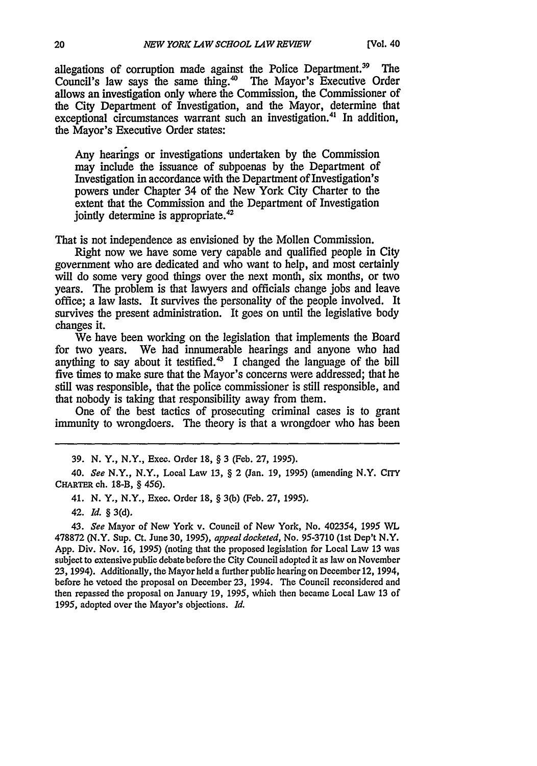allegations of corruption made against the Police Department.[39] The Council's law says the same thing.[40] The Mayor's Executive Order allows an investigation only where the Commission, the Commissioner of the City Department of Investigation, and the Mayor, determine that exceptional circumstances warrant such an investigation.[41] In addition, the Mayor's Executive Order states:

> Any hearings or investigations undertaken by the Commission may include the issuance of subpoenas by the Department of Investigation in accordance with the Department of Investigation's powers under Chapter 34 of the New York City Charter to the extent that the Commission and the Department of Investigation jointly determine is appropriate.[42]

That is not independence as envisioned by the Mollen Commission.

Right now we have some very capable and qualified people in City government who are dedicated and who want to help, and most certainly will do some very good things over the next month, six months, or two years. The problem is that lawyers and officials change jobs and leave office; a law lasts. It survives the personality of the people involved. It survives the present administration. It goes on until the legislative body changes it.

We have been working on the legislation that implements the Board for two years. We had innumerable hearings and anyone who had anything to say about it testified.[43] I changed the language of the bill five times to make sure that the Mayor's concerns were addressed; that he still was responsible, that the police commissioner is still responsible, and that nobody is taking that responsibility away from them.

One of the best tactics of prosecuting criminal cases is to grant immunity to wrongdoers. The theory is that a wrongdoer who has been

---

39. N. Y., N.Y., Exec. Order 18, § 3 (Feb. 27, 1995).

40. *See* N.Y., N.Y., Local Law 13, § 2 (Jan. 19, 1995) (amending N.Y. CITY CHARTER ch. 18-B, § 456).

41. N. Y., N.Y., Exec. Order 18, § 3(b) (Feb. 27, 1995).

42. *Id.* § 3(d).

43. *See* Mayor of New York v. Council of New York, No. 402354, 1995 WL 478872 (N.Y. Sup. Ct. June 30, 1995), *appeal docketed*, No. 95-3710 (1st Dep't N.Y. App. Div. Nov. 16, 1995) (noting that the proposed legislation for Local Law 13 was subject to extensive public debate before the City Council adopted it as law on November 23, 1994). Additionally, the Mayor held a further public hearing on December 12, 1994, before he vetoed the proposal on December 23, 1994. The Council reconsidered and then repassed the proposal on January 19, 1995, which then became Local Law 13 of 1995, adopted over the Mayor's objections. *Id.*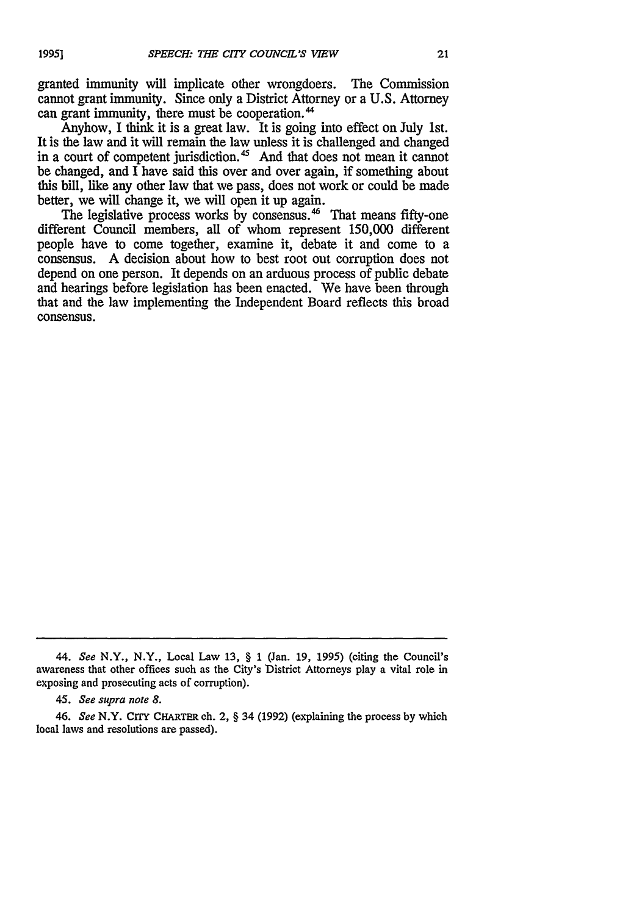granted immunity will implicate other wrongdoers. The Commission cannot grant immunity. Since only a District Attorney or a U.S. Attorney can grant immunity, there must be cooperation.[44]

Anyhow, I think it is a great law. It is going into effect on July 1st. It is the law and it will remain the law unless it is challenged and changed in a court of competent jurisdiction.[45] And that does not mean it cannot be changed, and I have said this over and over again, if something about this bill, like any other law that we pass, does not work or could be made better, we will change it, we will open it up again.

The legislative process works by consensus.[46] That means fifty-one different Council members, all of whom represent 150,000 different people have to come together, examine it, debate it and come to a consensus. A decision about how to best root out corruption does not depend on one person. It depends on an arduous process of public debate and hearings before legislation has been enacted. We have been through that and the law implementing the Independent Board reflects this broad consensus.

---

44. *See* N.Y., N.Y., Local Law 13, § 1 (Jan. 19, 1995) (citing the Council's awareness that other offices such as the City's District Attorneys play a vital role in exposing and prosecuting acts of corruption).

45. *See supra note 8.*

46. *See* N.Y. CITY CHARTER ch. 2, § 34 (1992) (explaining the process by which local laws and resolutions are passed).